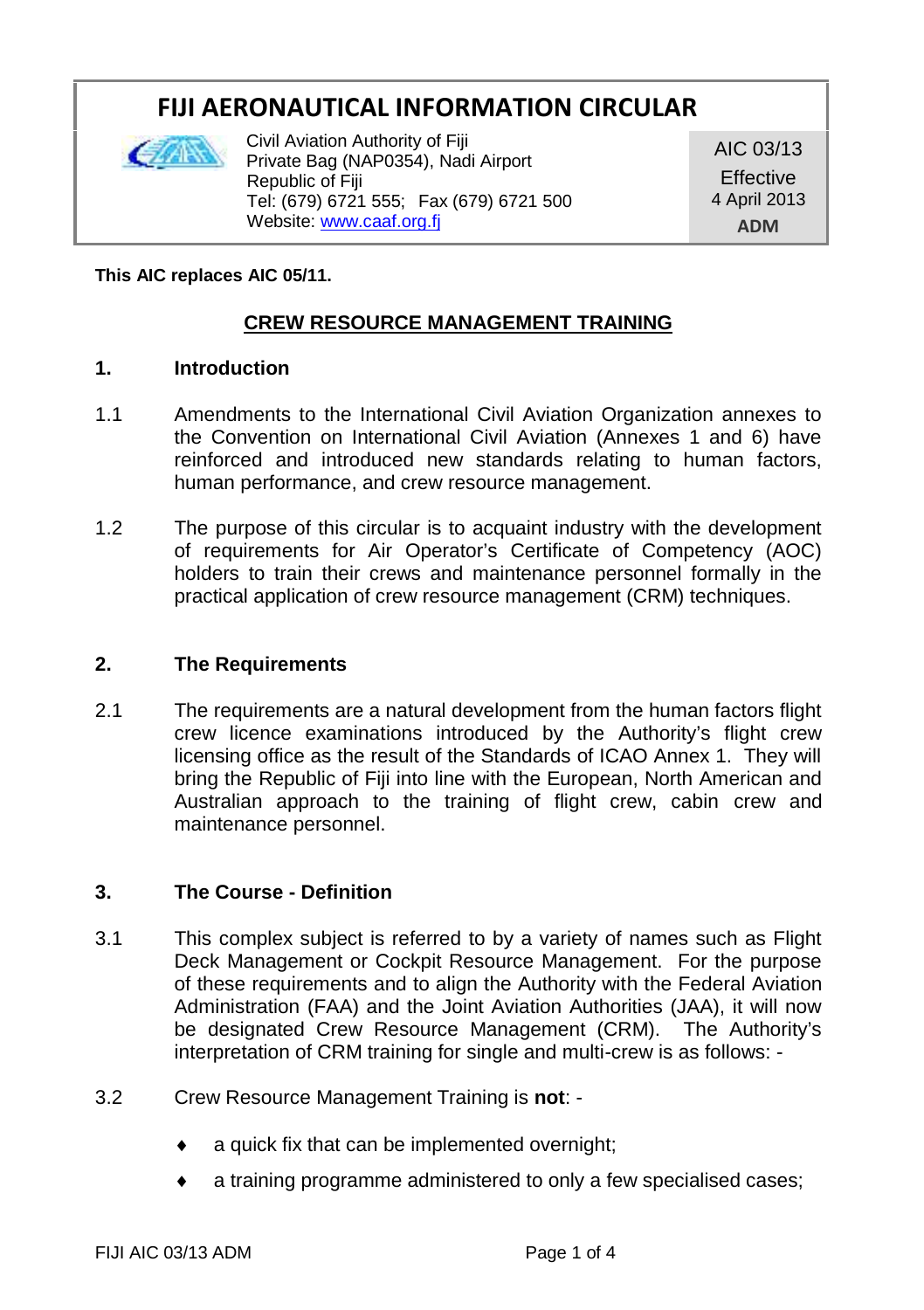# FIJI AERONAUTICAL INFORMATION CIRCULAR

Civil Aviation Authority of Fiji
Private Bag (NAP0354), Nadi Airport
Republic of Fiji
Tel: (679) 6721 555; Fax (679) 6721 500
Website: www.caaf.org.fj

AIC 03/13
Effective
4 April 2013
**ADM**

**This AIC replaces AIC 05/11.**

## CREW RESOURCE MANAGEMENT TRAINING

### 1. Introduction

1.1 Amendments to the International Civil Aviation Organization annexes to the Convention on International Civil Aviation (Annexes 1 and 6) have reinforced and introduced new standards relating to human factors, human performance, and crew resource management.

1.2 The purpose of this circular is to acquaint industry with the development of requirements for Air Operator's Certificate of Competency (AOC) holders to train their crews and maintenance personnel formally in the practical application of crew resource management (CRM) techniques.

### 2. The Requirements

2.1 The requirements are a natural development from the human factors flight crew licence examinations introduced by the Authority's flight crew licensing office as the result of the Standards of ICAO Annex 1. They will bring the Republic of Fiji into line with the European, North American and Australian approach to the training of flight crew, cabin crew and maintenance personnel.

### 3. The Course - Definition

3.1 This complex subject is referred to by a variety of names such as Flight Deck Management or Cockpit Resource Management. For the purpose of these requirements and to align the Authority with the Federal Aviation Administration (FAA) and the Joint Aviation Authorities (JAA), it will now be designated Crew Resource Management (CRM). The Authority's interpretation of CRM training for single and multi-crew is as follows: -

3.2 Crew Resource Management Training is **not**: -

- a quick fix that can be implemented overnight;
- a training programme administered to only a few specialised cases;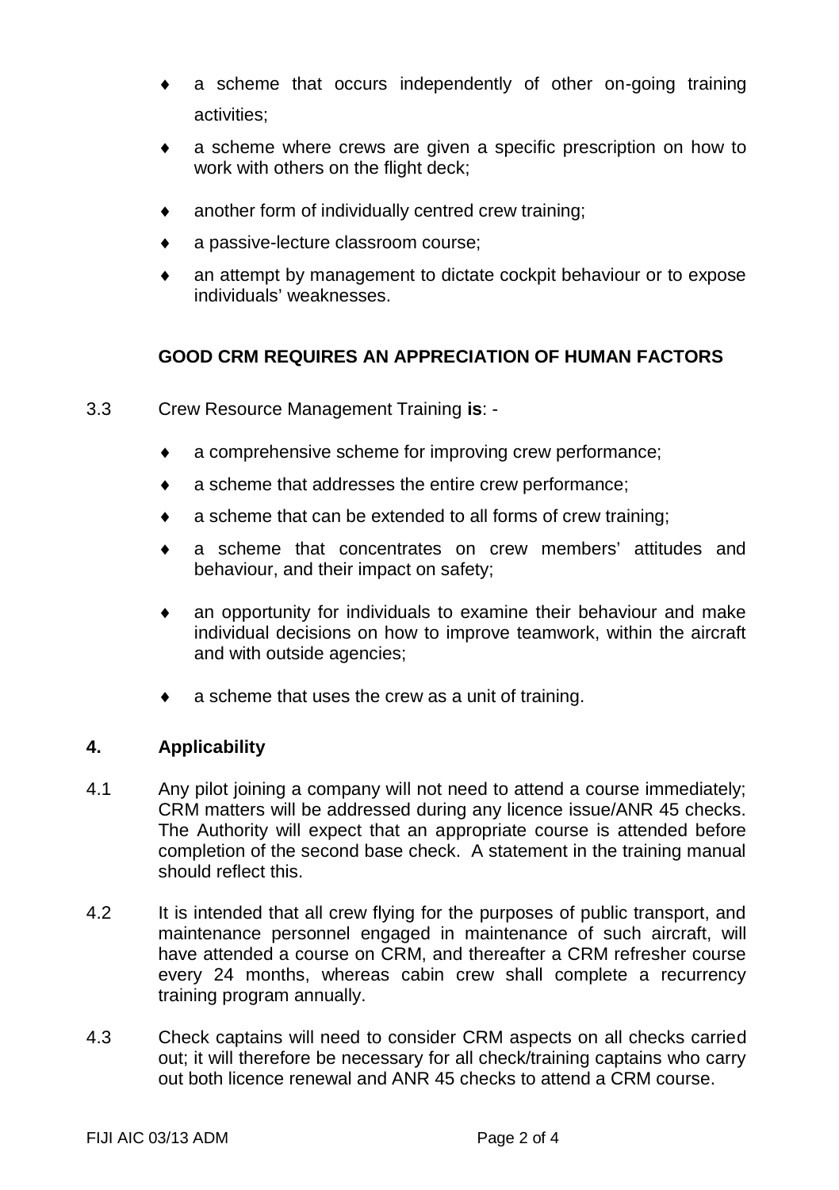- a scheme that occurs independently of other on-going training activities;
- a scheme where crews are given a specific prescription on how to work with others on the flight deck;
- another form of individually centred crew training;
- a passive-lecture classroom course;
- an attempt by management to dictate cockpit behaviour or to expose individuals' weaknesses.

**GOOD CRM REQUIRES AN APPRECIATION OF HUMAN FACTORS**

3.3 Crew Resource Management Training **is**: -

- a comprehensive scheme for improving crew performance;
- a scheme that addresses the entire crew performance;
- a scheme that can be extended to all forms of crew training;
- a scheme that concentrates on crew members' attitudes and behaviour, and their impact on safety;
- an opportunity for individuals to examine their behaviour and make individual decisions on how to improve teamwork, within the aircraft and with outside agencies;
- a scheme that uses the crew as a unit of training.

## 4. Applicability

4.1 Any pilot joining a company will not need to attend a course immediately; CRM matters will be addressed during any licence issue/ANR 45 checks. The Authority will expect that an appropriate course is attended before completion of the second base check. A statement in the training manual should reflect this.

4.2 It is intended that all crew flying for the purposes of public transport, and maintenance personnel engaged in maintenance of such aircraft, will have attended a course on CRM, and thereafter a CRM refresher course every 24 months, whereas cabin crew shall complete a recurrency training program annually.

4.3 Check captains will need to consider CRM aspects on all checks carried out; it will therefore be necessary for all check/training captains who carry out both licence renewal and ANR 45 checks to attend a CRM course.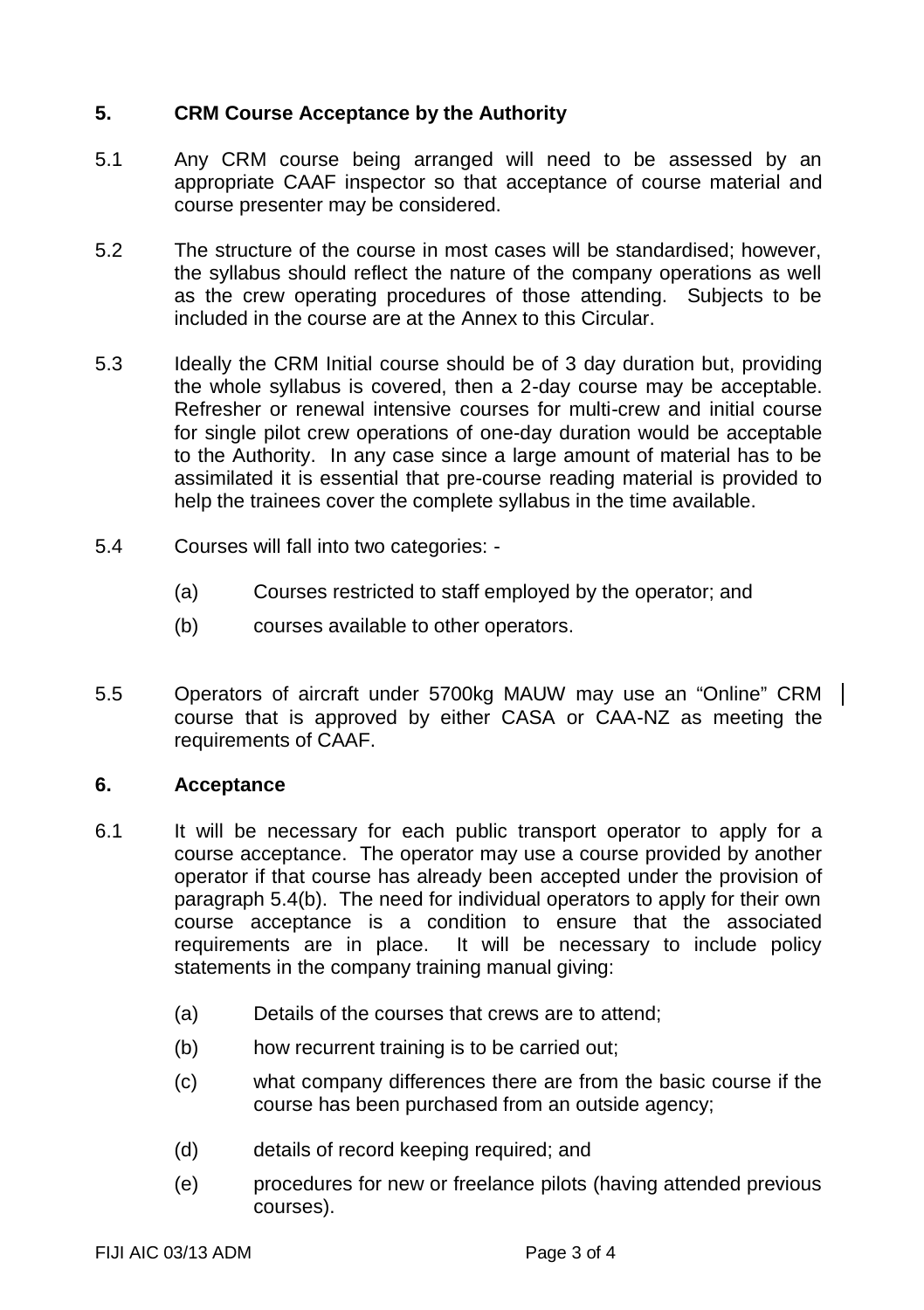## 5. CRM Course Acceptance by the Authority

5.1 Any CRM course being arranged will need to be assessed by an appropriate CAAF inspector so that acceptance of course material and course presenter may be considered.

5.2 The structure of the course in most cases will be standardised; however, the syllabus should reflect the nature of the company operations as well as the crew operating procedures of those attending. Subjects to be included in the course are at the Annex to this Circular.

5.3 Ideally the CRM Initial course should be of 3 day duration but, providing the whole syllabus is covered, then a 2-day course may be acceptable. Refresher or renewal intensive courses for multi-crew and initial course for single pilot crew operations of one-day duration would be acceptable to the Authority. In any case since a large amount of material has to be assimilated it is essential that pre-course reading material is provided to help the trainees cover the complete syllabus in the time available.

5.4 Courses will fall into two categories: -

(a) Courses restricted to staff employed by the operator; and

(b) courses available to other operators.

5.5 Operators of aircraft under 5700kg MAUW may use an "Online" CRM course that is approved by either CASA or CAA-NZ as meeting the requirements of CAAF.

## 6. Acceptance

6.1 It will be necessary for each public transport operator to apply for a course acceptance. The operator may use a course provided by another operator if that course has already been accepted under the provision of paragraph 5.4(b). The need for individual operators to apply for their own course acceptance is a condition to ensure that the associated requirements are in place. It will be necessary to include policy statements in the company training manual giving:

(a) Details of the courses that crews are to attend;

(b) how recurrent training is to be carried out;

(c) what company differences there are from the basic course if the course has been purchased from an outside agency;

(d) details of record keeping required; and

(e) procedures for new or freelance pilots (having attended previous courses).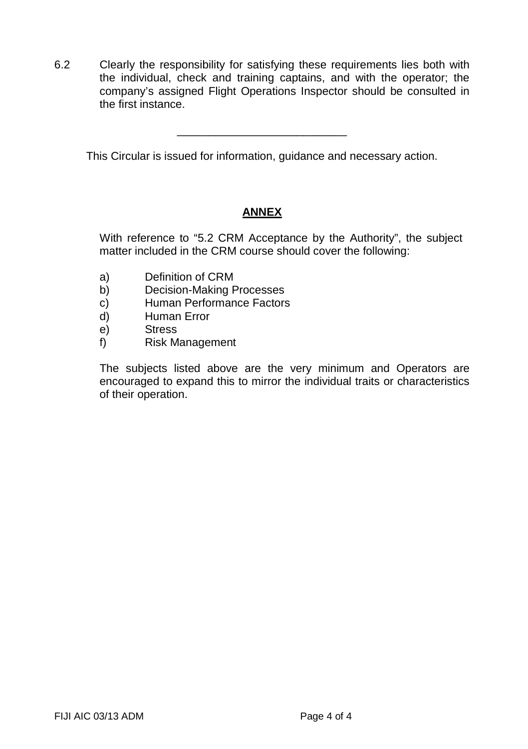6.2 Clearly the responsibility for satisfying these requirements lies both with the individual, check and training captains, and with the operator; the company's assigned Flight Operations Inspector should be consulted in the first instance.

---

This Circular is issued for information, guidance and necessary action.

## ANNEX

With reference to "5.2 CRM Acceptance by the Authority", the subject matter included in the CRM course should cover the following:

a) Definition of CRM
b) Decision-Making Processes
c) Human Performance Factors
d) Human Error
e) Stress
f) Risk Management

The subjects listed above are the very minimum and Operators are encouraged to expand this to mirror the individual traits or characteristics of their operation.